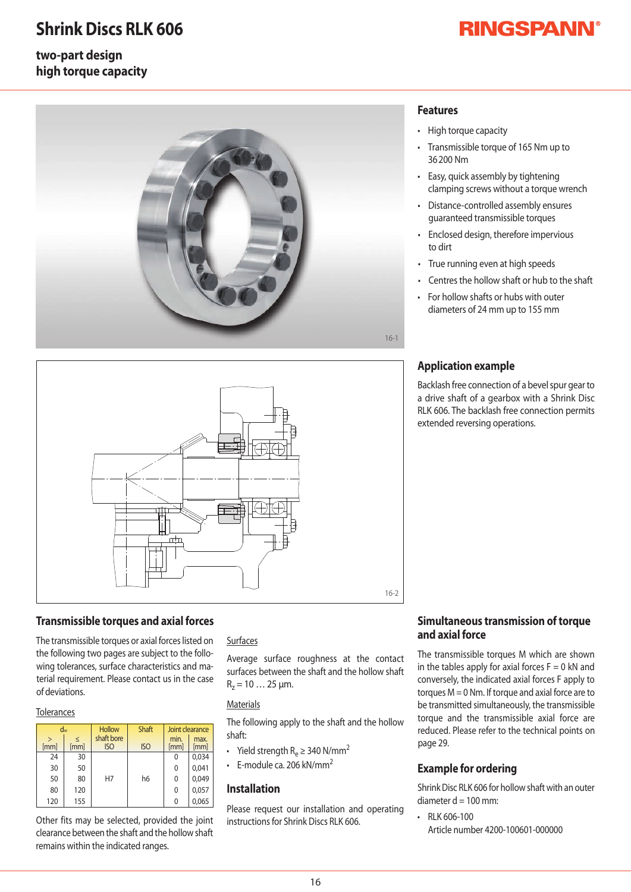# Shrink Discs RLK 606

**two-part design**
**high torque capacity**

16-1

## Features

- High torque capacity
- Transmissible torque of 165 Nm up to 36 200 Nm
- Easy, quick assembly by tightening clamping screws without a torque wrench
- Distance-controlled assembly ensures guaranteed transmissible torques
- Enclosed design, therefore impervious to dirt
- True running even at high speeds
- Centres the hollow shaft or hub to the shaft
- For hollow shafts or hubs with outer diameters of 24 mm up to 155 mm

16-2

## Application example

Backlash free connection of a bevel spur gear to a drive shaft of a gearbox with a Shrink Disc RLK 606. The backlash free connection permits extended reversing operations.

## Transmissible torques and axial forces

The transmissible torques or axial forces listed on the following two pages are subject to the following tolerances, surface characteristics and material requirement. Please contact us in the case of deviations.

Tolerances

| $d_w$ | | Hollow shaft bore | Shaft | Joint clearance | |
|---|---|---|---|---|---|
| > [mm] | ≤ [mm] | ISO | ISO | min. [mm] | max. [mm] |
| 24 | 30 | H7 | h6 | 0 | 0,034 |
| 30 | 50 | | | 0 | 0,041 |
| 50 | 80 | | | 0 | 0,049 |
| 80 | 120 | | | 0 | 0,057 |
| 120 | 155 | | | 0 | 0,065 |

Other fits may be selected, provided the joint clearance between the shaft and the hollow shaft remains within the indicated ranges.

Surfaces

Average surface roughness at the contact surfaces between the shaft and the hollow shaft $R_z$ = 10 … 25 µm.

Materials

The following apply to the shaft and the hollow shaft:

- Yield strength $R_e \geq 340$ N/mm$^2$
- E-module ca. 206 kN/mm$^2$

## Installation

Please request our installation and operating instructions for Shrink Discs RLK 606.

## Simultaneous transmission of torque and axial force

The transmissible torques M which are shown in the tables apply for axial forces F = 0 kN and conversely, the indicated axial forces F apply to torques M = 0 Nm. If torque and axial force are to be transmitted simultaneously, the transmissible torque and the transmissible axial force are reduced. Please refer to the technical points on page 29.

## Example for ordering

Shrink Disc RLK 606 for hollow shaft with an outer diameter d = 100 mm:

- RLK 606-100
  Article number 4200-100601-000000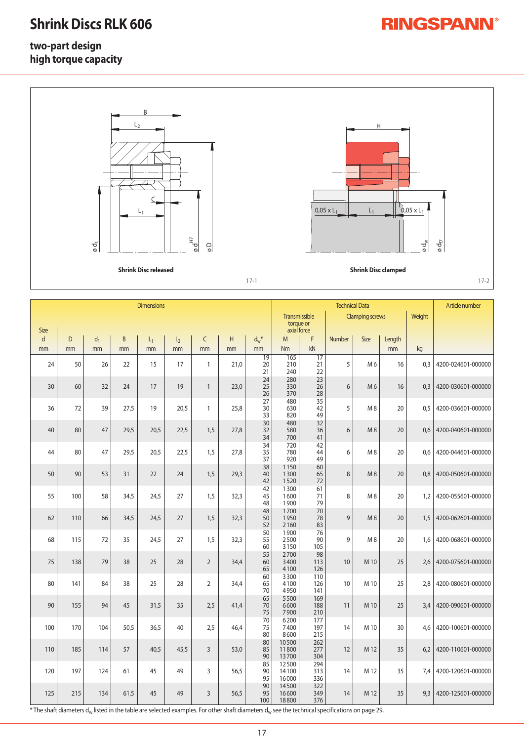# Shrink Discs RLK 606

## two-part design
## high torque capacity

Shrink Disc released

Shrink Disc clamped

17-1

17-2

| Dimensions | | | | | | | | | Technical Data | | | | | | Article number |
|---|---|---|---|---|---|---|---|---|---|---|---|---|---|---|---|
| | | | | | | | | | Transmissible torque or axial force | | Clamping screws | | | Weight | |
| Size d | D | $d_1$ | B | $L_1$ | $L_2$ | C | H | $d_w$* | M | F | Number | Size | Length | | |
| mm | mm | mm | mm | mm | mm | mm | mm | mm | Nm | kN | | | mm | kg | |
| 24 | 50 | 26 | 22 | 15 | 17 | 1 | 21,0 | 19<br>20<br>21 | 165<br>210<br>240 | 17<br>21<br>22 | 5 | M 6 | 16 | 0,3 | 4200-024601-000000 |
| 30 | 60 | 32 | 24 | 17 | 19 | 1 | 23,0 | 24<br>25<br>26 | 280<br>330<br>370 | 23<br>26<br>28 | 6 | M 6 | 16 | 0,3 | 4200-030601-000000 |
| 36 | 72 | 39 | 27,5 | 19 | 20,5 | 1 | 25,8 | 27<br>30<br>33 | 480<br>630<br>820 | 35<br>42<br>49 | 5 | M 8 | 20 | 0,5 | 4200-036601-000000 |
| 40 | 80 | 47 | 29,5 | 20,5 | 22,5 | 1,5 | 27,8 | 30<br>32<br>34 | 480<br>580<br>700 | 32<br>36<br>41 | 6 | M 8 | 20 | 0,6 | 4200-040601-000000 |
| 44 | 80 | 47 | 29,5 | 20,5 | 22,5 | 1,5 | 27,8 | 34<br>35<br>37 | 720<br>780<br>920 | 42<br>44<br>49 | 6 | M 8 | 20 | 0,6 | 4200-044601-000000 |
| 50 | 90 | 53 | 31 | 22 | 24 | 1,5 | 29,3 | 38<br>40<br>42 | 1150<br>1300<br>1520 | 60<br>65<br>72 | 8 | M 8 | 20 | 0,8 | 4200-050601-000000 |
| 55 | 100 | 58 | 34,5 | 24,5 | 27 | 1,5 | 32,3 | 42<br>45<br>48 | 1300<br>1600<br>1900 | 61<br>71<br>79 | 8 | M 8 | 20 | 1,2 | 4200-055601-000000 |
| 62 | 110 | 66 | 34,5 | 24,5 | 27 | 1,5 | 32,3 | 48<br>50<br>52 | 1700<br>1950<br>2160 | 70<br>78<br>83 | 9 | M 8 | 20 | 1,5 | 4200-062601-000000 |
| 68 | 115 | 72 | 35 | 24,5 | 27 | 1,5 | 32,3 | 50<br>55<br>60 | 1900<br>2500<br>3150 | 76<br>90<br>105 | 9 | M 8 | 20 | 1,6 | 4200-068601-000000 |
| 75 | 138 | 79 | 38 | 25 | 28 | 2 | 34,4 | 55<br>60<br>65 | 2700<br>3400<br>4100 | 98<br>113<br>126 | 10 | M 10 | 25 | 2,6 | 4200-075601-000000 |
| 80 | 141 | 84 | 38 | 25 | 28 | 2 | 34,4 | 60<br>65<br>70 | 3300<br>4100<br>4950 | 110<br>126<br>141 | 10 | M 10 | 25 | 2,8 | 4200-080601-000000 |
| 90 | 155 | 94 | 45 | 31,5 | 35 | 2,5 | 41,4 | 65<br>70<br>75 | 5500<br>6600<br>7900 | 169<br>188<br>210 | 11 | M 10 | 25 | 3,4 | 4200-090601-000000 |
| 100 | 170 | 104 | 50,5 | 36,5 | 40 | 2,5 | 46,4 | 70<br>75<br>80 | 6200<br>7400<br>8600 | 177<br>197<br>215 | 14 | M 10 | 30 | 4,6 | 4200-100601-000000 |
| 110 | 185 | 114 | 57 | 40,5 | 45,5 | 3 | 53,0 | 80<br>85<br>90 | 10500<br>11800<br>13700 | 262<br>277<br>304 | 12 | M 12 | 35 | 6,2 | 4200-110601-000000 |
| 120 | 197 | 124 | 61 | 45 | 49 | 3 | 56,5 | 85<br>90<br>95 | 12500<br>14100<br>16000 | 294<br>313<br>336 | 14 | M 12 | 35 | 7,4 | 4200-120601-000000 |
| 125 | 215 | 134 | 61,5 | 45 | 49 | 3 | 56,5 | 90<br>95<br>100 | 14500<br>16600<br>18800 | 322<br>349<br>376 | 14 | M 12 | 35 | 9,3 | 4200-125601-000000 |

* The shaft diameters $d_w$ listed in the table are selected examples. For other shaft diameters $d_w$ see the technical specifications on page 29.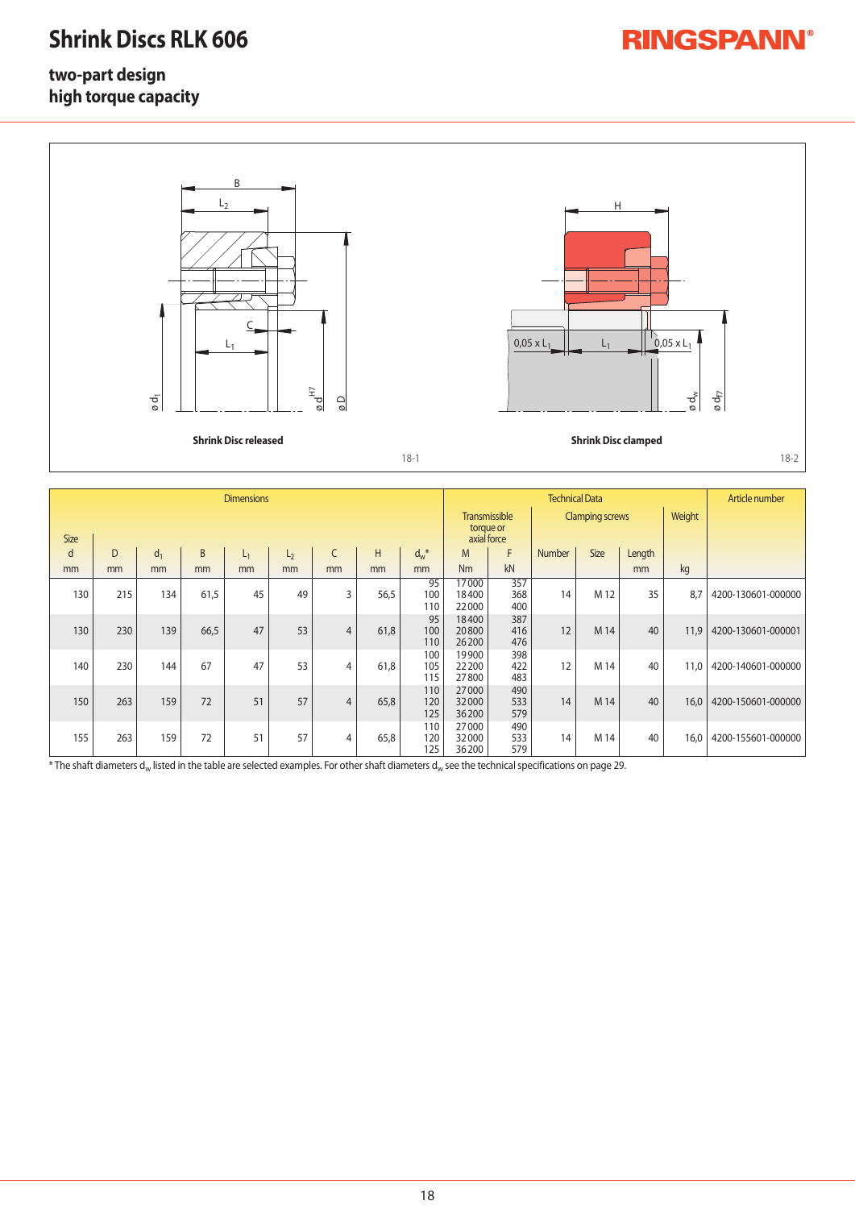# Shrink Discs RLK 606

## two-part design
## high torque capacity

B

$L_2$

C

$L_1$

ø $d_1$

ø $d^{H7}$

ø D

**Shrink Disc released**

18-1

H

0,05 x $L_1$

$L_1$

0,05 x $L_1$

ø $d_w$

ø $d_{f7}$

**Shrink Disc clamped**

18-2

| Dimensions | | | | | | | | | Technical Data | | | | | | Article number |
|---|---|---|---|---|---|---|---|---|---|---|---|---|---|---|---|
| Size | | | | | | | | | Transmissible torque or axial force | | Clamping screws | | | Weight | |
| d | D | $d_1$ | B | $L_1$ | $L_2$ | C | H | $d_w$* | M | F | Number | Size | Length | | |
| mm | mm | mm | mm | mm | mm | mm | mm | mm | Nm | kN | | | mm | kg | |
| 130 | 215 | 134 | 61,5 | 45 | 49 | 3 | 56,5 | 95<br>100<br>110 | 17 000<br>18 400<br>22 000 | 357<br>368<br>400 | 14 | M 12 | 35 | 8,7 | 4200-130601-000000 |
| 130 | 230 | 139 | 66,5 | 47 | 53 | 4 | 61,8 | 95<br>100<br>110 | 18 400<br>20 800<br>26 200 | 387<br>416<br>476 | 12 | M 14 | 40 | 11,9 | 4200-130601-000001 |
| 140 | 230 | 144 | 67 | 47 | 53 | 4 | 61,8 | 100<br>105<br>115 | 19 900<br>22 200<br>27 800 | 398<br>422<br>483 | 12 | M 14 | 40 | 11,0 | 4200-140601-000000 |
| 150 | 263 | 159 | 72 | 51 | 57 | 4 | 65,8 | 110<br>120<br>125 | 27 000<br>32 000<br>36 200 | 490<br>533<br>579 | 14 | M 14 | 40 | 16,0 | 4200-150601-000000 |
| 155 | 263 | 159 | 72 | 51 | 57 | 4 | 65,8 | 110<br>120<br>125 | 27 000<br>32 000<br>36 200 | 490<br>533<br>579 | 14 | M 14 | 40 | 16,0 | 4200-155601-000000 |

* The shaft diameters $d_w$ listed in the table are selected examples. For other shaft diameters $d_w$ see the technical specifications on page 29.